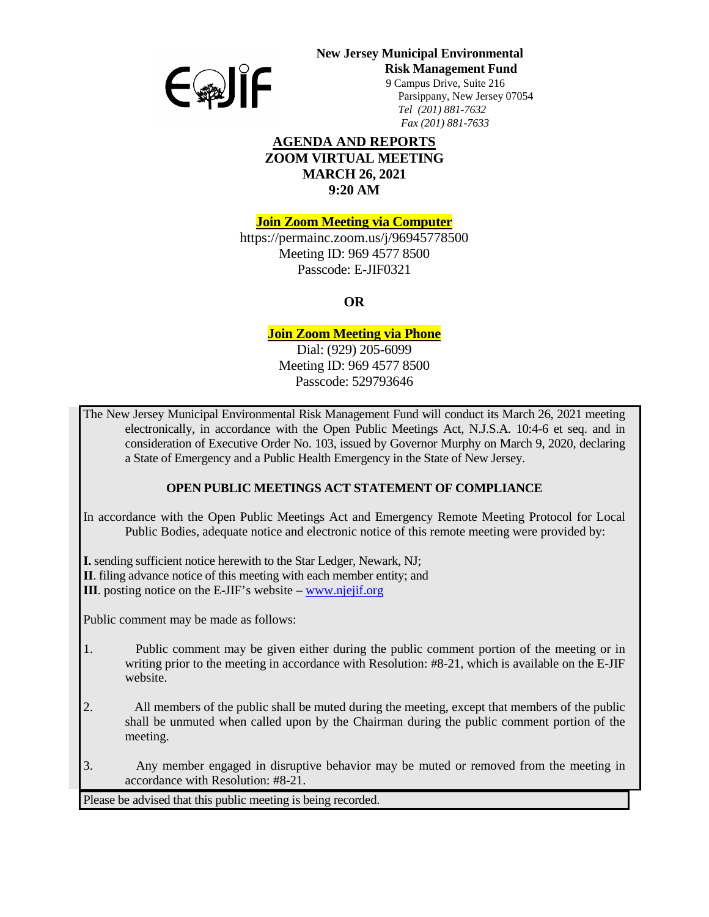**New Jersey Municipal Environmental Risk Management Fund**
9 Campus Drive, Suite 216
Parsippany, New Jersey 07054
*Tel (201) 881-7632*
*Fax (201) 881-7633*

# AGENDA AND REPORTS
## ZOOM VIRTUAL MEETING
## MARCH 26, 2021
## 9:20 AM

**Join Zoom Meeting via Computer**

https://permainc.zoom.us/j/96945778500
Meeting ID: 969 4577 8500
Passcode: E-JIF0321

**OR**

**Join Zoom Meeting via Phone**

Dial: (929) 205-6099
Meeting ID: 969 4577 8500
Passcode: 529793646

The New Jersey Municipal Environmental Risk Management Fund will conduct its March 26, 2021 meeting electronically, in accordance with the Open Public Meetings Act, N.J.S.A. 10:4-6 et seq. and in consideration of Executive Order No. 103, issued by Governor Murphy on March 9, 2020, declaring a State of Emergency and a Public Health Emergency in the State of New Jersey.

**OPEN PUBLIC MEETINGS ACT STATEMENT OF COMPLIANCE**

In accordance with the Open Public Meetings Act and Emergency Remote Meeting Protocol for Local Public Bodies, adequate notice and electronic notice of this remote meeting were provided by:

**I.** sending sufficient notice herewith to the Star Ledger, Newark, NJ;
**II**. filing advance notice of this meeting with each member entity; and
**III**. posting notice on the E-JIF's website – www.njejif.org

Public comment may be made as follows:

1. Public comment may be given either during the public comment portion of the meeting or in writing prior to the meeting in accordance with Resolution: #8-21, which is available on the E-JIF website.
2. All members of the public shall be muted during the meeting, except that members of the public shall be unmuted when called upon by the Chairman during the public comment portion of the meeting.
3. Any member engaged in disruptive behavior may be muted or removed from the meeting in accordance with Resolution: #8-21.

Please be advised that this public meeting is being recorded.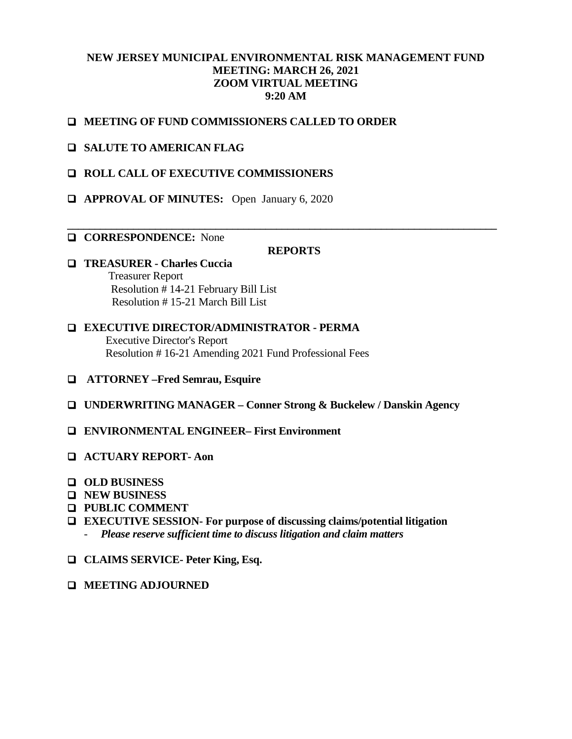**NEW JERSEY MUNICIPAL ENVIRONMENTAL RISK MANAGEMENT FUND**
**MEETING: MARCH 26, 2021**
**ZOOM VIRTUAL MEETING**
**9:20 AM**

- ❑ **MEETING OF FUND COMMISSIONERS CALLED TO ORDER**
- ❑ **SALUTE TO AMERICAN FLAG**
- ❑ **ROLL CALL OF EXECUTIVE COMMISSIONERS**
- ❑ **APPROVAL OF MINUTES:** Open January 6, 2020

---

- ❑ **CORRESPONDENCE:** None

**REPORTS**

- ❑ **TREASURER - Charles Cuccia**
  - Treasurer Report
  - Resolution # 14-21 February Bill List
  - Resolution # 15-21 March Bill List
- ❑ **EXECUTIVE DIRECTOR/ADMINISTRATOR - PERMA**
  - Executive Director's Report
  - Resolution # 16-21 Amending 2021 Fund Professional Fees
- ❑ **ATTORNEY –Fred Semrau, Esquire**
- ❑ **UNDERWRITING MANAGER – Conner Strong & Buckelew / Danskin Agency**
- ❑ **ENVIRONMENTAL ENGINEER– First Environment**
- ❑ **ACTUARY REPORT- Aon**
- ❑ **OLD BUSINESS**
- ❑ **NEW BUSINESS**
- ❑ **PUBLIC COMMENT**
- ❑ **EXECUTIVE SESSION- For purpose of discussing claims/potential litigation**
  - ***Please reserve sufficient time to discuss litigation and claim matters***
- ❑ **CLAIMS SERVICE- Peter King, Esq.**
- ❑ **MEETING ADJOURNED**